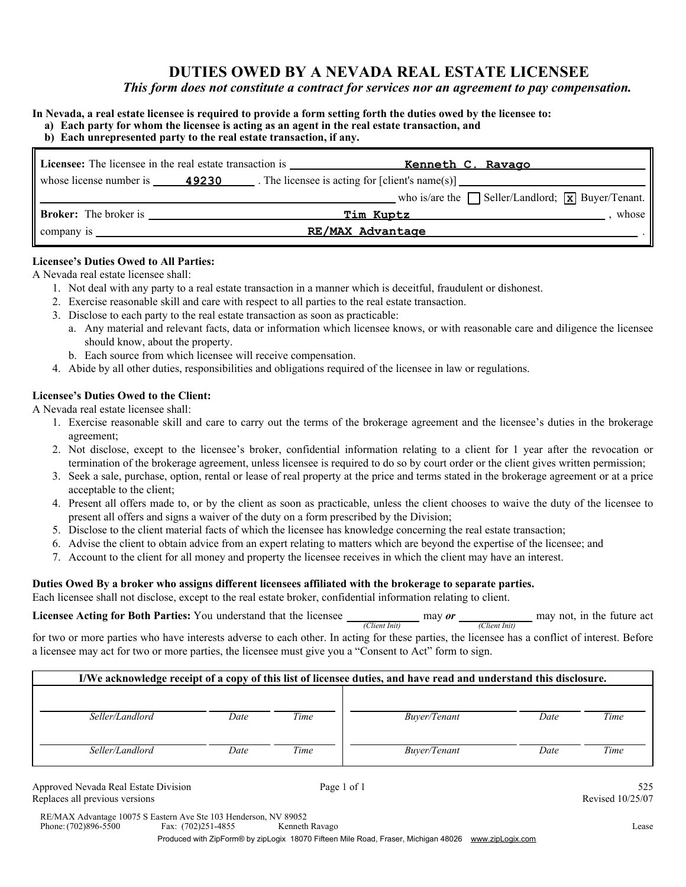# DUTIES OWED BY A NEVADA REAL ESTATE LICENSEE

*This form does not constitute a contract for services nor an agreement to pay compensation.*

**In Nevada, a real estate licensee is required to provide a form setting forth the duties owed by the licensee to:**

**a) Each party for whom the licensee is acting as an agent in the real estate transaction, and**

**b) Each unrepresented party to the real estate transaction, if any.**

**Licensee:** The licensee in the real estate transaction is Kenneth C. Ravago whose license number is 49230 . The licensee is acting for [client's name(s)] ______________________ who is/are the ☐ Seller/Landlord; ☒ Buyer/Tenant.

**Broker:** The broker is Tim Kuptz , whose company is RE/MAX Advantage .

**Licensee's Duties Owed to All Parties:**

A Nevada real estate licensee shall:

1. Not deal with any party to a real estate transaction in a manner which is deceitful, fraudulent or dishonest.
2. Exercise reasonable skill and care with respect to all parties to the real estate transaction.
3. Disclose to each party to the real estate transaction as soon as practicable:
   a. Any material and relevant facts, data or information which licensee knows, or with reasonable care and diligence the licensee should know, about the property.
   b. Each source from which licensee will receive compensation.
4. Abide by all other duties, responsibilities and obligations required of the licensee in law or regulations.

**Licensee's Duties Owed to the Client:**

A Nevada real estate licensee shall:

1. Exercise reasonable skill and care to carry out the terms of the brokerage agreement and the licensee's duties in the brokerage agreement;
2. Not disclose, except to the licensee's broker, confidential information relating to a client for 1 year after the revocation or termination of the brokerage agreement, unless licensee is required to do so by court order or the client gives written permission;
3. Seek a sale, purchase, option, rental or lease of real property at the price and terms stated in the brokerage agreement or at a price acceptable to the client;
4. Present all offers made to, or by the client as soon as practicable, unless the client chooses to waive the duty of the licensee to present all offers and signs a waiver of the duty on a form prescribed by the Division;
5. Disclose to the client material facts of which the licensee has knowledge concerning the real estate transaction;
6. Advise the client to obtain advice from an expert relating to matters which are beyond the expertise of the licensee; and
7. Account to the client for all money and property the licensee receives in which the client may have an interest.

**Duties Owed By a broker who assigns different licensees affiliated with the brokerage to separate parties.**

Each licensee shall not disclose, except to the real estate broker, confidential information relating to client.

**Licensee Acting for Both Parties:** You understand that the licensee ________ (Client Init) may ***or*** ________ (Client Init) may not, in the future act for two or more parties who have interests adverse to each other. In acting for these parties, the licensee has a conflict of interest. Before a licensee may act for two or more parties, the licensee must give you a "Consent to Act" form to sign.

**I/We acknowledge receipt of a copy of this list of licensee duties, and have read and understand this disclosure.**

| Seller/Landlord | Date | Time | Buyer/Tenant | Date | Time |
|---|---|---|---|---|---|
| | | | | | |
| Seller/Landlord | Date | Time | Buyer/Tenant | Date | Time |
| | | | | | |

Approved Nevada Real Estate Division
Replaces all previous versions

525
Revised 10/25/07

RE/MAX Advantage 10075 S Eastern Ave Ste 103 Henderson, NV 89052
Phone: (702)896-5500 Fax: (702)251-4855 Kenneth Ravago Lease

Produced with ZipForm® by zipLogix 18070 Fifteen Mile Road, Fraser, Michigan 48026 www.zipLogix.com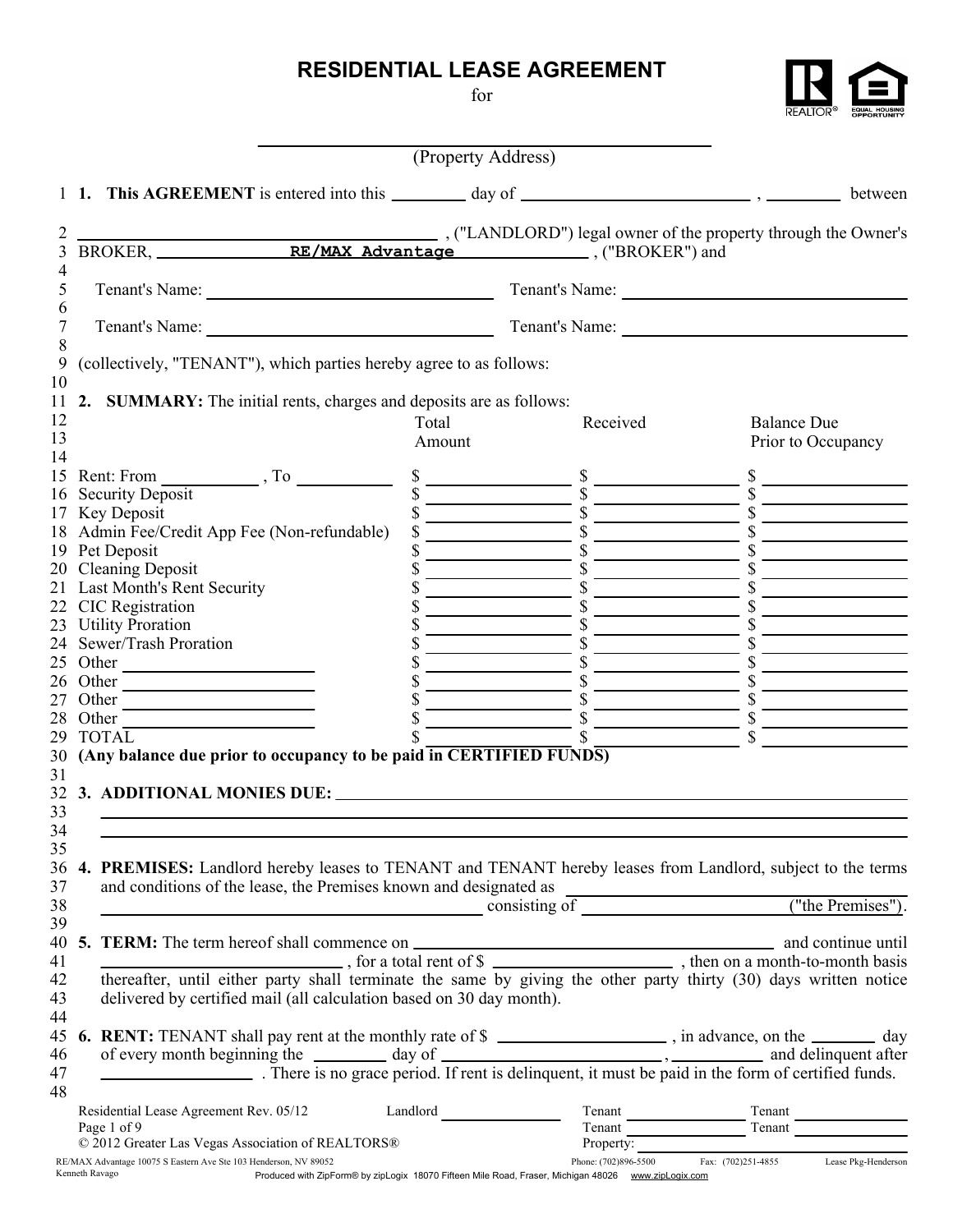# RESIDENTIAL LEASE AGREEMENT

for

\_\_\_\_\_\_\_\_\_\_\_\_\_\_\_\_\_\_\_\_\_\_\_\_\_\_\_\_\_\_\_\_\_\_\_\_\_\_\_\_

(Property Address)

1 **1. This AGREEMENT** is entered into this \_\_\_\_\_\_\_\_ day of \_\_\_\_\_\_\_\_\_\_\_\_\_\_\_\_\_\_\_\_\_\_\_\_ , \_\_\_\_\_\_\_\_ between

2 \_\_\_\_\_\_\_\_\_\_\_\_\_\_\_\_\_\_\_\_\_\_\_\_\_\_\_\_\_\_\_\_ , ("LANDLORD") legal owner of the property through the Owner's
3 BROKER, RE/MAX Advantage , ("BROKER") and
4
5 Tenant's Name: \_\_\_\_\_\_\_\_\_\_\_\_\_\_\_\_\_\_\_\_\_\_\_\_ Tenant's Name: \_\_\_\_\_\_\_\_\_\_\_\_\_\_\_\_\_\_\_\_\_\_\_\_
6
7 Tenant's Name: \_\_\_\_\_\_\_\_\_\_\_\_\_\_\_\_\_\_\_\_\_\_\_\_ Tenant's Name: \_\_\_\_\_\_\_\_\_\_\_\_\_\_\_\_\_\_\_\_\_\_\_\_
8
9 (collectively, "TENANT"), which parties hereby agree to as follows:
10
11 **2. SUMMARY:** The initial rents, charges and deposits are as follows:

| | | Total Amount | Received | Balance Due Prior to Occupancy |
|---|---|---|---|---|
| 15 | Rent: From \_\_\_\_\_\_\_\_ , To \_\_\_\_\_\_\_\_ | $ | $ | $ |
| 16 | Security Deposit | $ | $ | $ |
| 17 | Key Deposit | $ | $ | $ |
| 18 | Admin Fee/Credit App Fee (Non-refundable) | $ | $ | $ |
| 19 | Pet Deposit | $ | $ | $ |
| 20 | Cleaning Deposit | $ | $ | $ |
| 21 | Last Month's Rent Security | $ | $ | $ |
| 22 | CIC Registration | $ | $ | $ |
| 23 | Utility Proration | $ | $ | $ |
| 24 | Sewer/Trash Proration | $ | $ | $ |
| 25 | Other \_\_\_\_\_\_\_\_\_\_\_\_ | $ | $ | $ |
| 26 | Other \_\_\_\_\_\_\_\_\_\_\_\_ | $ | $ | $ |
| 27 | Other \_\_\_\_\_\_\_\_\_\_\_\_ | $ | $ | $ |
| 28 | Other \_\_\_\_\_\_\_\_\_\_\_\_ | $ | $ | $ |
| 29 | TOTAL | $ | $ | $ |

30 **(Any balance due prior to occupancy to be paid in CERTIFIED FUNDS)**
31
32 **3. ADDITIONAL MONIES DUE:** \_\_\_\_\_\_\_\_\_\_\_\_\_\_\_\_\_\_\_\_\_\_\_\_\_\_\_\_\_\_\_\_
33 \_\_\_\_\_\_\_\_\_\_\_\_\_\_\_\_\_\_\_\_\_\_\_\_\_\_\_\_\_\_\_\_\_\_\_\_\_\_\_\_
34 \_\_\_\_\_\_\_\_\_\_\_\_\_\_\_\_\_\_\_\_\_\_\_\_\_\_\_\_\_\_\_\_\_\_\_\_\_\_\_\_
35
36 **4. PREMISES:** Landlord hereby leases to TENANT and TENANT hereby leases from Landlord, subject to the terms
37 and conditions of the lease, the Premises known and designated as \_\_\_\_\_\_\_\_\_\_\_\_\_\_\_\_\_\_\_\_\_\_\_\_
38 \_\_\_\_\_\_\_\_\_\_\_\_\_\_\_\_\_\_\_\_\_\_\_\_ consisting of \_\_\_\_\_\_\_\_\_\_\_\_\_\_\_\_\_\_\_\_ ("the Premises").
39
40 **5. TERM:** The term hereof shall commence on \_\_\_\_\_\_\_\_\_\_\_\_\_\_\_\_\_\_\_\_\_\_\_\_ and continue until
41 \_\_\_\_\_\_\_\_\_\_\_\_\_\_\_\_\_\_\_\_ , for a total rent of $ \_\_\_\_\_\_\_\_\_\_\_\_\_\_\_\_ , then on a month-to-month basis
42 thereafter, until either party shall terminate the same by giving the other party thirty (30) days written notice
43 delivered by certified mail (all calculation based on 30 day month).
44
45 **6. RENT:** TENANT shall pay rent at the monthly rate of $ \_\_\_\_\_\_\_\_\_\_\_\_\_\_\_\_ , in advance, on the \_\_\_\_\_\_\_\_ day
46 of every month beginning the \_\_\_\_\_\_\_\_ day of \_\_\_\_\_\_\_\_\_\_\_\_\_\_\_\_\_\_\_\_ , \_\_\_\_\_\_\_\_ and delinquent after
47 \_\_\_\_\_\_\_\_\_\_\_\_\_\_\_\_ . There is no grace period. If rent is delinquent, it must be paid in the form of certified funds.
48

Residential Lease Agreement Rev. 05/12 Landlord \_\_\_\_\_\_\_\_ Tenant \_\_\_\_\_\_\_\_ Tenant \_\_\_\_\_\_\_\_
Tenant \_\_\_\_\_\_\_\_ Tenant \_\_\_\_\_\_\_\_
© 2012 Greater Las Vegas Association of REALTORS® Property: \_\_\_\_\_\_\_\_\_\_\_\_\_\_\_\_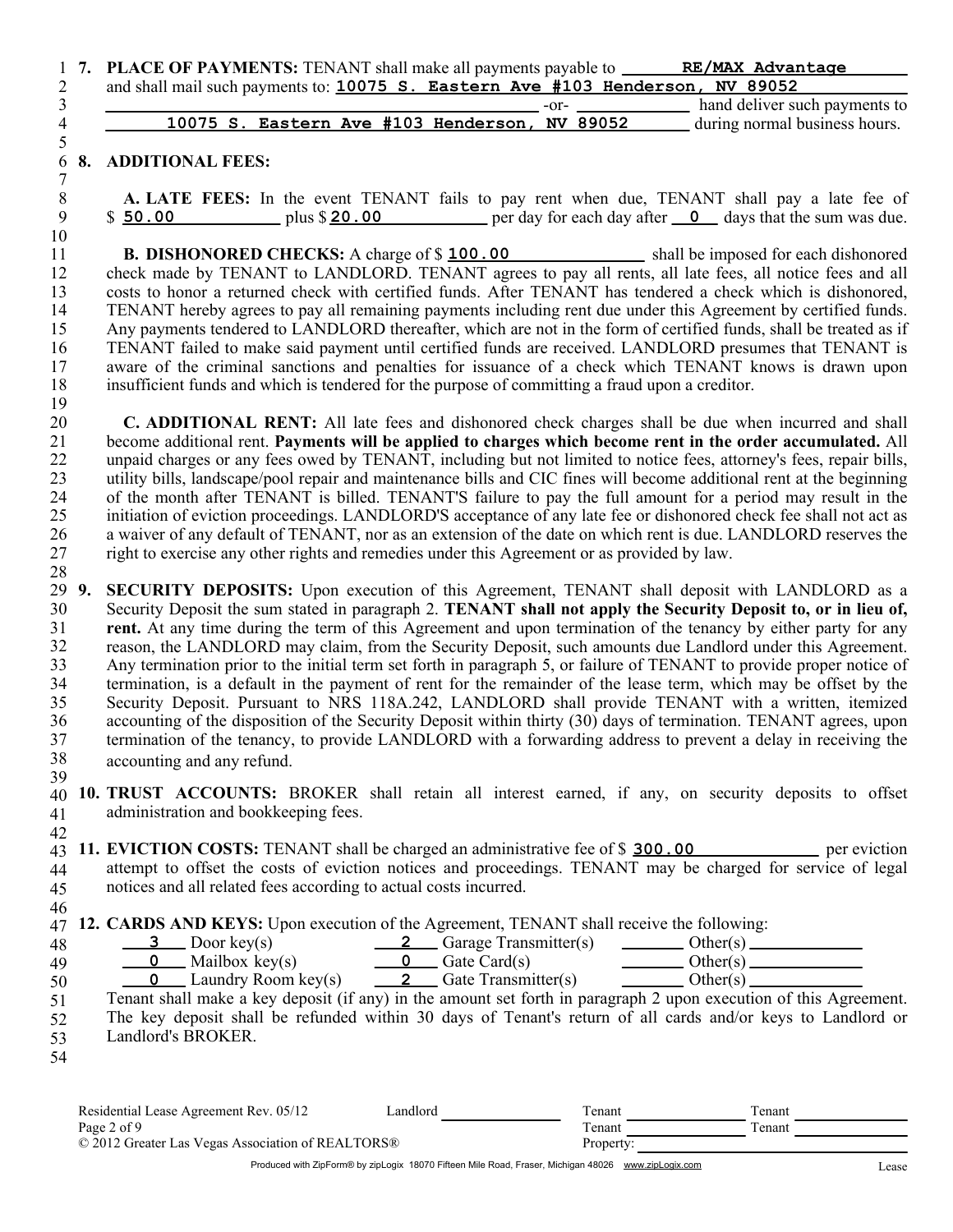**7. PLACE OF PAYMENTS:** TENANT shall make all payments payable to **RE/MAX Advantage** and shall mail such payments to: **10075 S. Eastern Ave #103 Henderson, NV 89052** \_\_\_\_\_\_ -or- \_\_\_\_\_\_ hand deliver such payments to **10075 S. Eastern Ave #103 Henderson, NV 89052** during normal business hours.

**8. ADDITIONAL FEES:**

**A. LATE FEES:** In the event TENANT fails to pay rent when due, TENANT shall pay a late fee of $ **50.00** plus $ **20.00** per day for each day after **0** days that the sum was due.

**B. DISHONORED CHECKS:** A charge of $ **100.00** shall be imposed for each dishonored check made by TENANT to LANDLORD. TENANT agrees to pay all rents, all late fees, all notice fees and all costs to honor a returned check with certified funds. After TENANT has tendered a check which is dishonored, TENANT hereby agrees to pay all remaining payments including rent due under this Agreement by certified funds. Any payments tendered to LANDLORD thereafter, which are not in the form of certified funds, shall be treated as if TENANT failed to make said payment until certified funds are received. LANDLORD presumes that TENANT is aware of the criminal sanctions and penalties for issuance of a check which TENANT knows is drawn upon insufficient funds and which is tendered for the purpose of committing a fraud upon a creditor.

**C. ADDITIONAL RENT:** All late fees and dishonored check charges shall be due when incurred and shall become additional rent. **Payments will be applied to charges which become rent in the order accumulated.** All unpaid charges or any fees owed by TENANT, including but not limited to notice fees, attorney's fees, repair bills, utility bills, landscape/pool repair and maintenance bills and CIC fines will become additional rent at the beginning of the month after TENANT is billed. TENANT'S failure to pay the full amount for a period may result in the initiation of eviction proceedings. LANDLORD'S acceptance of any late fee or dishonored check fee shall not act as a waiver of any default of TENANT, nor as an extension of the date on which rent is due. LANDLORD reserves the right to exercise any other rights and remedies under this Agreement or as provided by law.

**9. SECURITY DEPOSITS:** Upon execution of this Agreement, TENANT shall deposit with LANDLORD as a Security Deposit the sum stated in paragraph 2. **TENANT shall not apply the Security Deposit to, or in lieu of, rent.** At any time during the term of this Agreement and upon termination of the tenancy by either party for any reason, the LANDLORD may claim, from the Security Deposit, such amounts due Landlord under this Agreement. Any termination prior to the initial term set forth in paragraph 5, or failure of TENANT to provide proper notice of termination, is a default in the payment of rent for the remainder of the lease term, which may be offset by the Security Deposit. Pursuant to NRS 118A.242, LANDLORD shall provide TENANT with a written, itemized accounting of the disposition of the Security Deposit within thirty (30) days of termination. TENANT agrees, upon termination of the tenancy, to provide LANDLORD with a forwarding address to prevent a delay in receiving the accounting and any refund.

**10. TRUST ACCOUNTS:** BROKER shall retain all interest earned, if any, on security deposits to offset administration and bookkeeping fees.

**11. EVICTION COSTS:** TENANT shall be charged an administrative fee of $ **300.00** per eviction attempt to offset the costs of eviction notices and proceedings. TENANT may be charged for service of legal notices and all related fees according to actual costs incurred.

**12. CARDS AND KEYS:** Upon execution of the Agreement, TENANT shall receive the following:

| | | |
|---|---|---|
| **3** Door key(s) | **2** Garage Transmitter(s) | \_\_\_ Other(s) \_\_\_ |
| **0** Mailbox key(s) | **0** Gate Card(s) | \_\_\_ Other(s) \_\_\_ |
| **0** Laundry Room key(s) | **2** Gate Transmitter(s) | \_\_\_ Other(s) \_\_\_ |

Tenant shall make a key deposit (if any) in the amount set forth in paragraph 2 upon execution of this Agreement. The key deposit shall be refunded within 30 days of Tenant's return of all cards and/or keys to Landlord or Landlord's BROKER.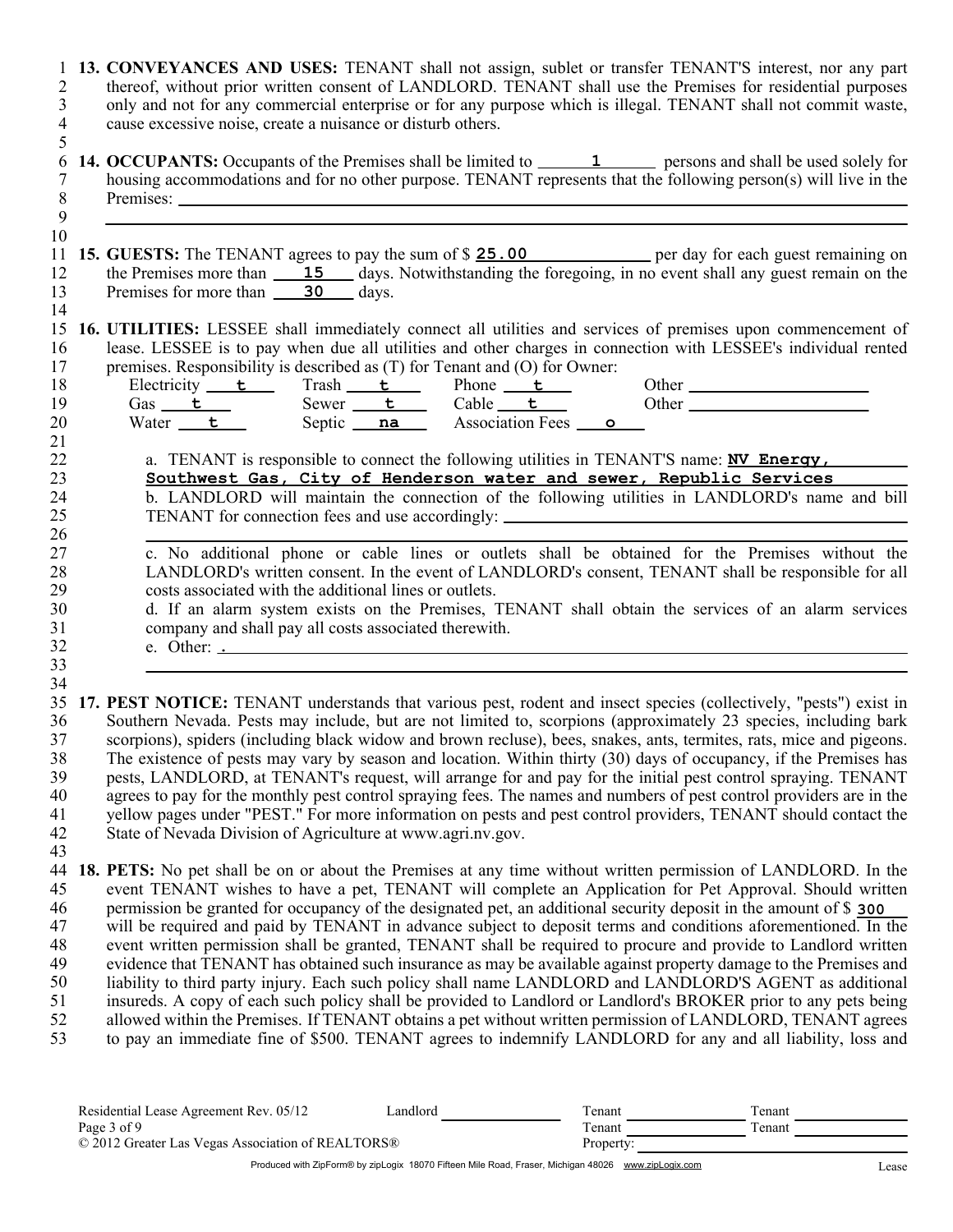**13. CONVEYANCES AND USES:** TENANT shall not assign, sublet or transfer TENANT'S interest, nor any part thereof, without prior written consent of LANDLORD. TENANT shall use the Premises for residential purposes only and not for any commercial enterprise or for any purpose which is illegal. TENANT shall not commit waste, cause excessive noise, create a nuisance or disturb others.

**14. OCCUPANTS:** Occupants of the Premises shall be limited to **1** persons and shall be used solely for housing accommodations and for no other purpose. TENANT represents that the following person(s) will live in the Premises: ______

**15. GUESTS:** The TENANT agrees to pay the sum of $ **25.00** per day for each guest remaining on the Premises more than **15** days. Notwithstanding the foregoing, in no event shall any guest remain on the Premises for more than **30** days.

**16. UTILITIES:** LESSEE shall immediately connect all utilities and services of premises upon commencement of lease. LESSEE is to pay when due all utilities and other charges in connection with LESSEE's individual rented premises. Responsibility is described as (T) for Tenant and (O) for Owner:

| | | | |
|---|---|---|---|
| Electricity **t** | Trash **t** | Phone **t** | Other ______ |
| Gas **t** | Sewer **t** | Cable **t** | Other ______ |
| Water **t** | Septic **na** | Association Fees **o** | |

a. TENANT is responsible to connect the following utilities in TENANT'S name: **NV Energy, Southwest Gas, City of Henderson water and sewer, Republic Services**

b. LANDLORD will maintain the connection of the following utilities in LANDLORD's name and bill TENANT for connection fees and use accordingly: ______

c. No additional phone or cable lines or outlets shall be obtained for the Premises without the LANDLORD's written consent. In the event of LANDLORD's consent, TENANT shall be responsible for all costs associated with the additional lines or outlets.

d. If an alarm system exists on the Premises, TENANT shall obtain the services of an alarm services company and shall pay all costs associated therewith.

e. Other: **.**

**17. PEST NOTICE:** TENANT understands that various pest, rodent and insect species (collectively, "pests") exist in Southern Nevada. Pests may include, but are not limited to, scorpions (approximately 23 species, including bark scorpions), spiders (including black widow and brown recluse), bees, snakes, ants, termites, rats, mice and pigeons. The existence of pests may vary by season and location. Within thirty (30) days of occupancy, if the Premises has pests, LANDLORD, at TENANT's request, will arrange for and pay for the initial pest control spraying. TENANT agrees to pay for the monthly pest control spraying fees. The names and numbers of pest control providers are in the yellow pages under "PEST." For more information on pests and pest control providers, TENANT should contact the State of Nevada Division of Agriculture at www.agri.nv.gov.

**18. PETS:** No pet shall be on or about the Premises at any time without written permission of LANDLORD. In the event TENANT wishes to have a pet, TENANT will complete an Application for Pet Approval. Should written permission be granted for occupancy of the designated pet, an additional security deposit in the amount of $ **300** will be required and paid by TENANT in advance subject to deposit terms and conditions aforementioned. In the event written permission shall be granted, TENANT shall be required to procure and provide to Landlord written evidence that TENANT has obtained such insurance as may be available against property damage to the Premises and liability to third party injury. Each such policy shall name LANDLORD and LANDLORD'S AGENT as additional insureds. A copy of each such policy shall be provided to Landlord or Landlord's BROKER prior to any pets being allowed within the Premises. If TENANT obtains a pet without written permission of LANDLORD, TENANT agrees to pay an immediate fine of $500. TENANT agrees to indemnify LANDLORD for any and all liability, loss and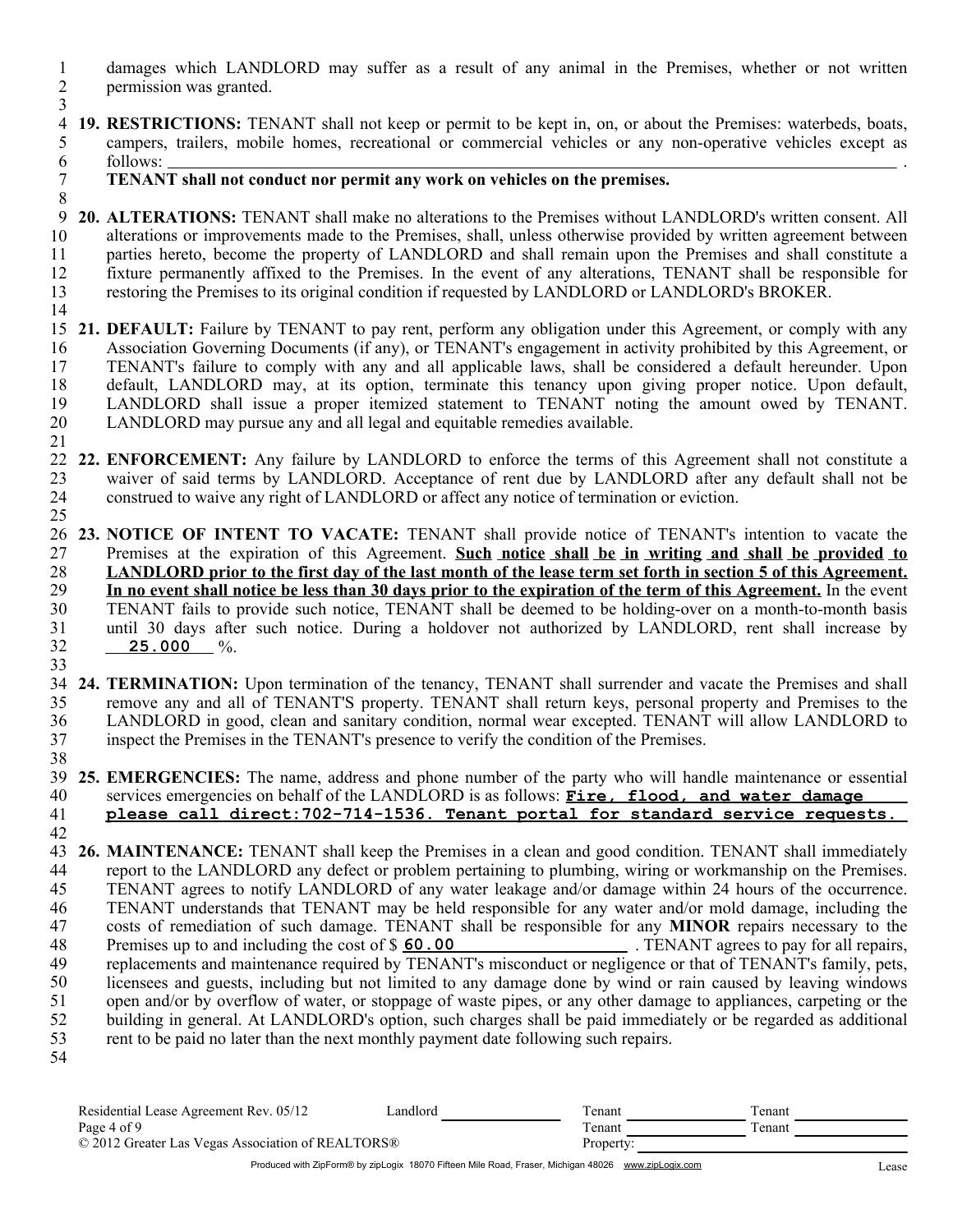damages which LANDLORD may suffer as a result of any animal in the Premises, whether or not written permission was granted.

**19. RESTRICTIONS:** TENANT shall not keep or permit to be kept in, on, or about the Premises: waterbeds, boats, campers, trailers, mobile homes, recreational or commercial vehicles or any non-operative vehicles except as follows: ______________________________________________ .
**TENANT shall not conduct nor permit any work on vehicles on the premises.**

**20. ALTERATIONS:** TENANT shall make no alterations to the Premises without LANDLORD's written consent. All alterations or improvements made to the Premises, shall, unless otherwise provided by written agreement between parties hereto, become the property of LANDLORD and shall remain upon the Premises and shall constitute a fixture permanently affixed to the Premises. In the event of any alterations, TENANT shall be responsible for restoring the Premises to its original condition if requested by LANDLORD or LANDLORD's BROKER.

**21. DEFAULT:** Failure by TENANT to pay rent, perform any obligation under this Agreement, or comply with any Association Governing Documents (if any), or TENANT's engagement in activity prohibited by this Agreement, or TENANT's failure to comply with any and all applicable laws, shall be considered a default hereunder. Upon default, LANDLORD may, at its option, terminate this tenancy upon giving proper notice. Upon default, LANDLORD shall issue a proper itemized statement to TENANT noting the amount owed by TENANT. LANDLORD may pursue any and all legal and equitable remedies available.

**22. ENFORCEMENT:** Any failure by LANDLORD to enforce the terms of this Agreement shall not constitute a waiver of said terms by LANDLORD. Acceptance of rent due by LANDLORD after any default shall not be construed to waive any right of LANDLORD or affect any notice of termination or eviction.

**23. NOTICE OF INTENT TO VACATE:** TENANT shall provide notice of TENANT's intention to vacate the Premises at the expiration of this Agreement. **Such notice shall be in writing and shall be provided to LANDLORD prior to the first day of the last month of the lease term set forth in section 5 of this Agreement. In no event shall notice be less than 30 days prior to the expiration of the term of this Agreement.** In the event TENANT fails to provide such notice, TENANT shall be deemed to be holding-over on a month-to-month basis until 30 days after such notice. During a holdover not authorized by LANDLORD, rent shall increase by **25.000** %.

**24. TERMINATION:** Upon termination of the tenancy, TENANT shall surrender and vacate the Premises and shall remove any and all of TENANT'S property. TENANT shall return keys, personal property and Premises to the LANDLORD in good, clean and sanitary condition, normal wear excepted. TENANT will allow LANDLORD to inspect the Premises in the TENANT's presence to verify the condition of the Premises.

**25. EMERGENCIES:** The name, address and phone number of the party who will handle maintenance or essential services emergencies on behalf of the LANDLORD is as follows: **Fire, flood, and water damage please call direct:702-714-1536. Tenant portal for standard service requests.**

**26. MAINTENANCE:** TENANT shall keep the Premises in a clean and good condition. TENANT shall immediately report to the LANDLORD any defect or problem pertaining to plumbing, wiring or workmanship on the Premises. TENANT agrees to notify LANDLORD of any water leakage and/or damage within 24 hours of the occurrence. TENANT understands that TENANT may be held responsible for any water and/or mold damage, including the costs of remediation of such damage. TENANT shall be responsible for any **MINOR** repairs necessary to the Premises up to and including the cost of $ **60.00** . TENANT agrees to pay for all repairs, replacements and maintenance required by TENANT's misconduct or negligence or that of TENANT's family, pets, licensees and guests, including but not limited to any damage done by wind or rain caused by leaving windows open and/or by overflow of water, or stoppage of waste pipes, or any other damage to appliances, carpeting or the building in general. At LANDLORD's option, such charges shall be paid immediately or be regarded as additional rent to be paid no later than the next monthly payment date following such repairs.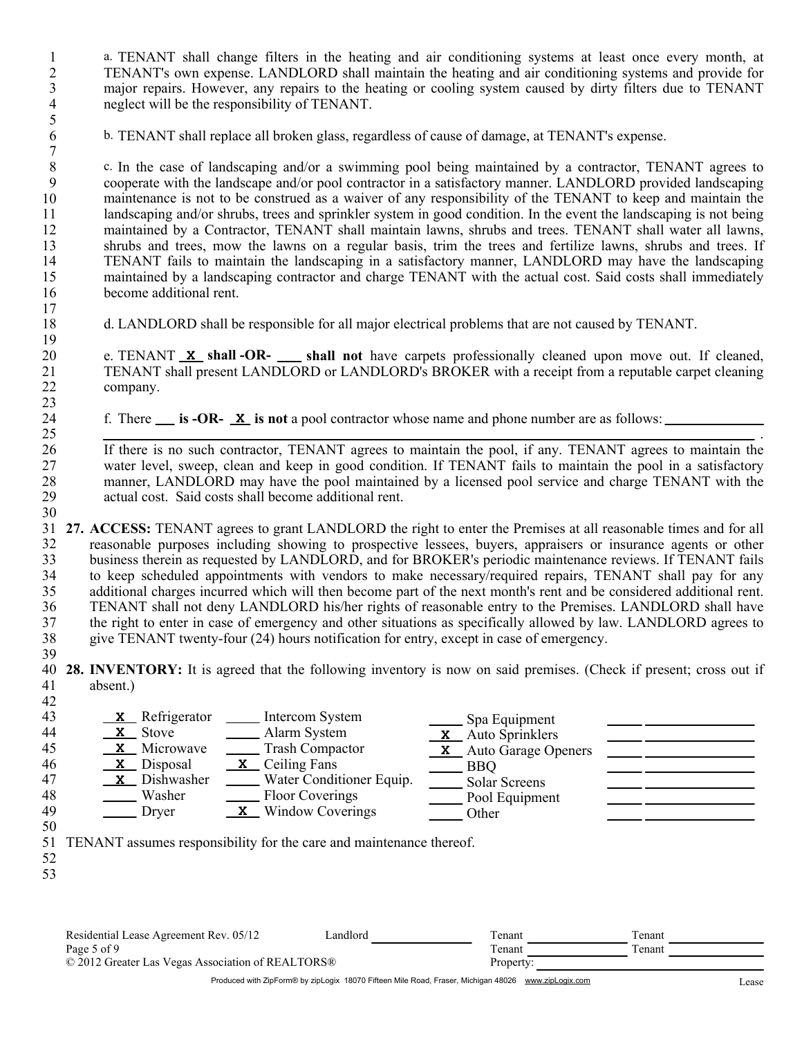a. TENANT shall change filters in the heating and air conditioning systems at least once every month, at TENANT's own expense. LANDLORD shall maintain the heating and air conditioning systems and provide for major repairs. However, any repairs to the heating or cooling system caused by dirty filters due to TENANT neglect will be the responsibility of TENANT.

b. TENANT shall replace all broken glass, regardless of cause of damage, at TENANT's expense.

c. In the case of landscaping and/or a swimming pool being maintained by a contractor, TENANT agrees to cooperate with the landscape and/or pool contractor in a satisfactory manner. LANDLORD provided landscaping maintenance is not to be construed as a waiver of any responsibility of the TENANT to keep and maintain the landscaping and/or shrubs, trees and sprinkler system in good condition. In the event the landscaping is not being maintained by a Contractor, TENANT shall maintain lawns, shrubs and trees. TENANT shall water all lawns, shrubs and trees, mow the lawns on a regular basis, trim the trees and fertilize lawns, shrubs and trees. If TENANT fails to maintain the landscaping in a satisfactory manner, LANDLORD may have the landscaping maintained by a landscaping contractor and charge TENANT with the actual cost. Said costs shall immediately become additional rent.

d. LANDLORD shall be responsible for all major electrical problems that are not caused by TENANT.

e. TENANT __X__ **shall -OR-** ____ **shall not** have carpets professionally cleaned upon move out. If cleaned, TENANT shall present LANDLORD or LANDLORD's BROKER with a receipt from a reputable carpet cleaning company.

f. There ____ **is -OR-** __X__ **is not** a pool contractor whose name and phone number are as follows: ______________________________.

If there is no such contractor, TENANT agrees to maintain the pool, if any. TENANT agrees to maintain the water level, sweep, clean and keep in good condition. If TENANT fails to maintain the pool in a satisfactory manner, LANDLORD may have the pool maintained by a licensed pool service and charge TENANT with the actual cost. Said costs shall become additional rent.

**27. ACCESS:** TENANT agrees to grant LANDLORD the right to enter the Premises at all reasonable times and for all reasonable purposes including showing to prospective lessees, buyers, appraisers or insurance agents or other business therein as requested by LANDLORD, and for BROKER's periodic maintenance reviews. If TENANT fails to keep scheduled appointments with vendors to make necessary/required repairs, TENANT shall pay for any additional charges incurred which will then become part of the next month's rent and be considered additional rent. TENANT shall not deny LANDLORD his/her rights of reasonable entry to the Premises. LANDLORD shall have the right to enter in case of emergency and other situations as specifically allowed by law. LANDLORD agrees to give TENANT twenty-four (24) hours notification for entry, except in case of emergency.

**28. INVENTORY:** It is agreed that the following inventory is now on said premises. (Check if present; cross out if absent.)

| | | | |
|---|---|---|---|
| __X__ Refrigerator | ____ Intercom System | ____ Spa Equipment | ____ ____________ |
| __X__ Stove | ____ Alarm System | __X__ Auto Sprinklers | ____ ____________ |
| __X__ Microwave | ____ Trash Compactor | __X__ Auto Garage Openers | ____ ____________ |
| __X__ Disposal | __X__ Ceiling Fans | ____ BBQ | ____ ____________ |
| __X__ Dishwasher | ____ Water Conditioner Equip. | ____ Solar Screens | ____ ____________ |
| ____ Washer | ____ Floor Coverings | ____ Pool Equipment | ____ ____________ |
| ____ Dryer | __X__ Window Coverings | ____ Other | ____ ____________ |

TENANT assumes responsibility for the care and maintenance thereof.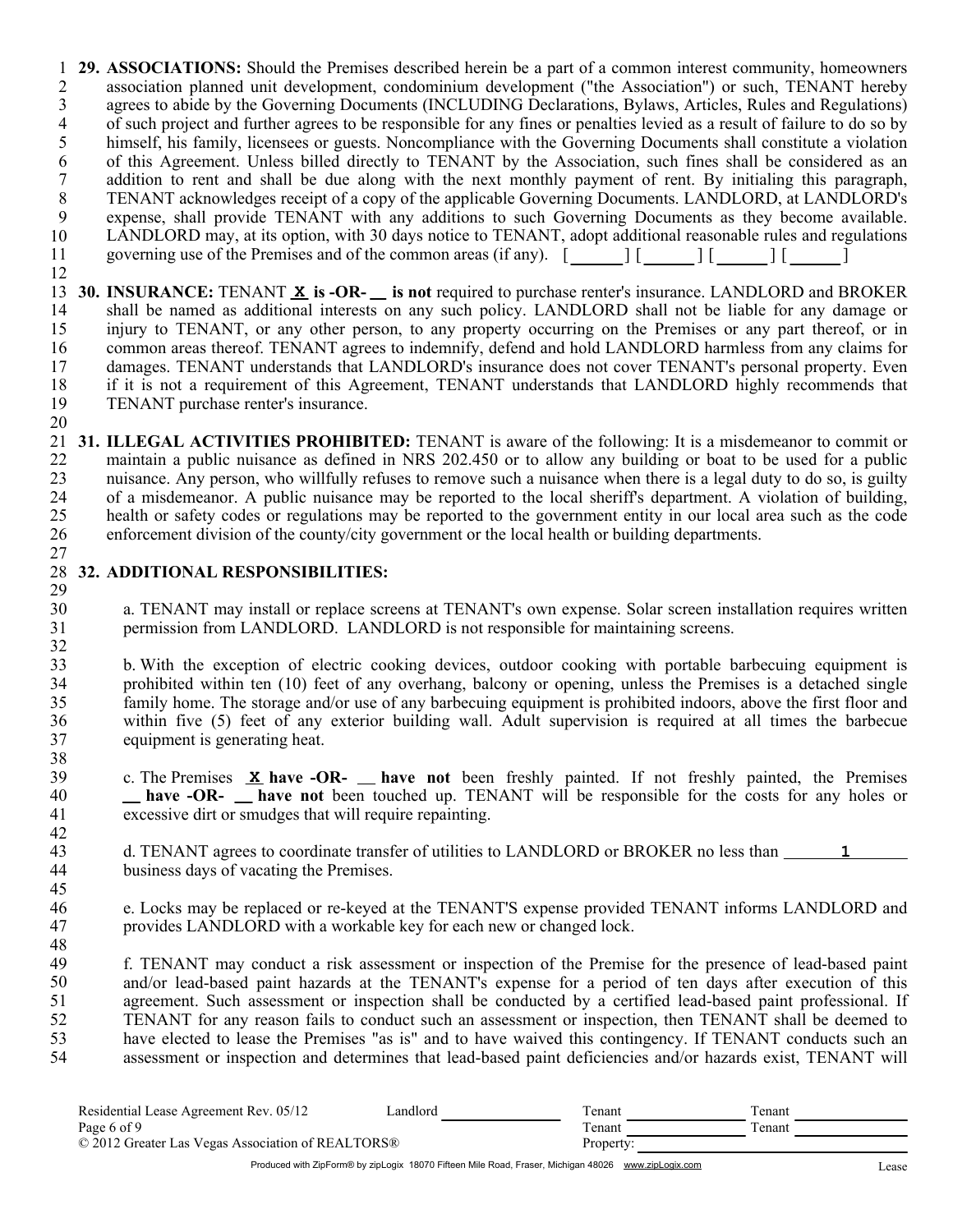**29. ASSOCIATIONS:** Should the Premises described herein be a part of a common interest community, homeowners association planned unit development, condominium development ("the Association") or such, TENANT hereby agrees to abide by the Governing Documents (INCLUDING Declarations, Bylaws, Articles, Rules and Regulations) of such project and further agrees to be responsible for any fines or penalties levied as a result of failure to do so by himself, his family, licensees or guests. Noncompliance with the Governing Documents shall constitute a violation of this Agreement. Unless billed directly to TENANT by the Association, such fines shall be considered as an addition to rent and shall be due along with the next monthly payment of rent. By initialing this paragraph, TENANT acknowledges receipt of a copy of the applicable Governing Documents. LANDLORD, at LANDLORD's expense, shall provide TENANT with any additions to such Governing Documents as they become available. LANDLORD may, at its option, with 30 days notice to TENANT, adopt additional reasonable rules and regulations governing use of the Premises and of the common areas (if any). [ ______ ] [ ______ ] [ ______ ] [ ______ ]

**30. INSURANCE:** TENANT **X is -OR- __ is not** required to purchase renter's insurance. LANDLORD and BROKER shall be named as additional interests on any such policy. LANDLORD shall not be liable for any damage or injury to TENANT, or any other person, to any property occurring on the Premises or any part thereof, or in common areas thereof. TENANT agrees to indemnify, defend and hold LANDLORD harmless from any claims for damages. TENANT understands that LANDLORD's insurance does not cover TENANT's personal property. Even if it is not a requirement of this Agreement, TENANT understands that LANDLORD highly recommends that TENANT purchase renter's insurance.

**31. ILLEGAL ACTIVITIES PROHIBITED:** TENANT is aware of the following: It is a misdemeanor to commit or maintain a public nuisance as defined in NRS 202.450 or to allow any building or boat to be used for a public nuisance. Any person, who willfully refuses to remove such a nuisance when there is a legal duty to do so, is guilty of a misdemeanor. A public nuisance may be reported to the local sheriff's department. A violation of building, health or safety codes or regulations may be reported to the government entity in our local area such as the code enforcement division of the county/city government or the local health or building departments.

**32. ADDITIONAL RESPONSIBILITIES:**

a. TENANT may install or replace screens at TENANT's own expense. Solar screen installation requires written permission from LANDLORD. LANDLORD is not responsible for maintaining screens.

b. With the exception of electric cooking devices, outdoor cooking with portable barbecuing equipment is prohibited within ten (10) feet of any overhang, balcony or opening, unless the Premises is a detached single family home. The storage and/or use of any barbecuing equipment is prohibited indoors, above the first floor and within five (5) feet of any exterior building wall. Adult supervision is required at all times the barbecue equipment is generating heat.

c. The Premises **X have -OR- __ have not** been freshly painted. If not freshly painted, the Premises **__ have -OR- __ have not** been touched up. TENANT will be responsible for the costs for any holes or excessive dirt or smudges that will require repainting.

d. TENANT agrees to coordinate transfer of utilities to LANDLORD or BROKER no less than ____1____ business days of vacating the Premises.

e. Locks may be replaced or re-keyed at the TENANT'S expense provided TENANT informs LANDLORD and provides LANDLORD with a workable key for each new or changed lock.

f. TENANT may conduct a risk assessment or inspection of the Premise for the presence of lead-based paint and/or lead-based paint hazards at the TENANT's expense for a period of ten days after execution of this agreement. Such assessment or inspection shall be conducted by a certified lead-based paint professional. If TENANT for any reason fails to conduct such an assessment or inspection, then TENANT shall be deemed to have elected to lease the Premises "as is" and to have waived this contingency. If TENANT conducts such an assessment or inspection and determines that lead-based paint deficiencies and/or hazards exist, TENANT will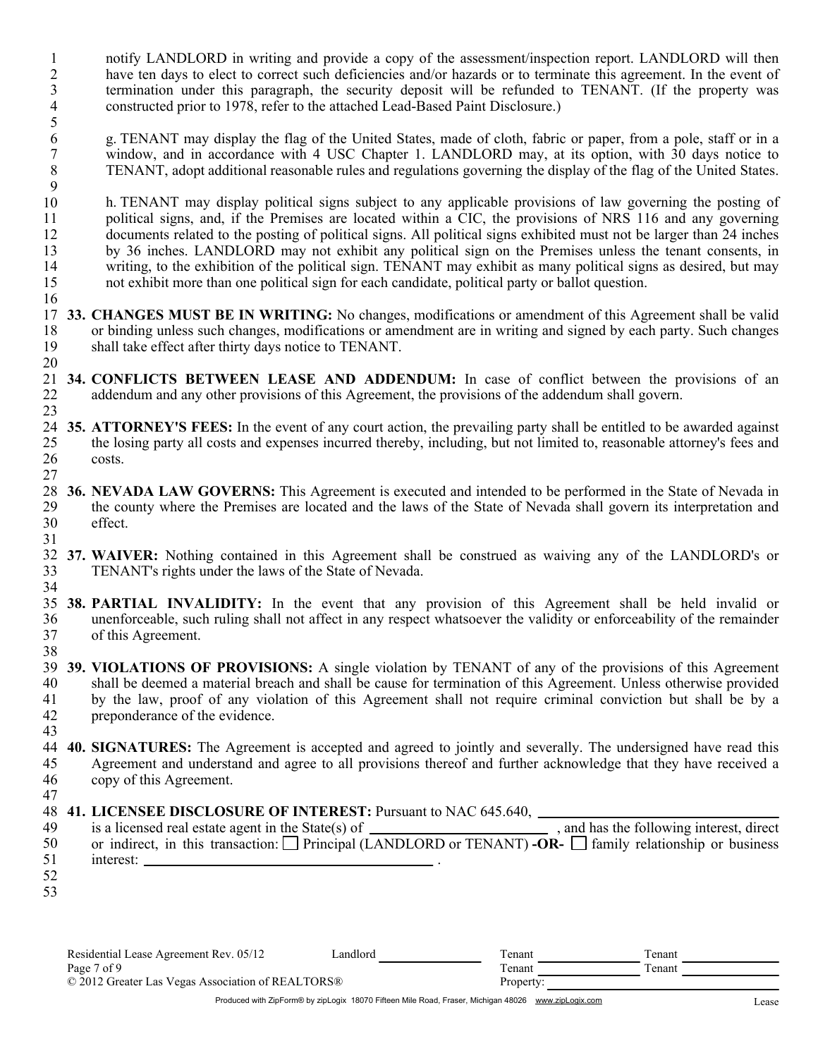notify LANDLORD in writing and provide a copy of the assessment/inspection report. LANDLORD will then have ten days to elect to correct such deficiencies and/or hazards or to terminate this agreement. In the event of termination under this paragraph, the security deposit will be refunded to TENANT. (If the property was constructed prior to 1978, refer to the attached Lead-Based Paint Disclosure.)

g. TENANT may display the flag of the United States, made of cloth, fabric or paper, from a pole, staff or in a window, and in accordance with 4 USC Chapter 1. LANDLORD may, at its option, with 30 days notice to TENANT, adopt additional reasonable rules and regulations governing the display of the flag of the United States.

h. TENANT may display political signs subject to any applicable provisions of law governing the posting of political signs, and, if the Premises are located within a CIC, the provisions of NRS 116 and any governing documents related to the posting of political signs. All political signs exhibited must not be larger than 24 inches by 36 inches. LANDLORD may not exhibit any political sign on the Premises unless the tenant consents, in writing, to the exhibition of the political sign. TENANT may exhibit as many political signs as desired, but may not exhibit more than one political sign for each candidate, political party or ballot question.

**33. CHANGES MUST BE IN WRITING:** No changes, modifications or amendment of this Agreement shall be valid or binding unless such changes, modifications or amendment are in writing and signed by each party. Such changes shall take effect after thirty days notice to TENANT.

**34. CONFLICTS BETWEEN LEASE AND ADDENDUM:** In case of conflict between the provisions of an addendum and any other provisions of this Agreement, the provisions of the addendum shall govern.

**35. ATTORNEY'S FEES:** In the event of any court action, the prevailing party shall be entitled to be awarded against the losing party all costs and expenses incurred thereby, including, but not limited to, reasonable attorney's fees and costs.

**36. NEVADA LAW GOVERNS:** This Agreement is executed and intended to be performed in the State of Nevada in the county where the Premises are located and the laws of the State of Nevada shall govern its interpretation and effect.

**37. WAIVER:** Nothing contained in this Agreement shall be construed as waiving any of the LANDLORD's or TENANT's rights under the laws of the State of Nevada.

**38. PARTIAL INVALIDITY:** In the event that any provision of this Agreement shall be held invalid or unenforceable, such ruling shall not affect in any respect whatsoever the validity or enforceability of the remainder of this Agreement.

**39. VIOLATIONS OF PROVISIONS:** A single violation by TENANT of any of the provisions of this Agreement shall be deemed a material breach and shall be cause for termination of this Agreement. Unless otherwise provided by the law, proof of any violation of this Agreement shall not require criminal conviction but shall be by a preponderance of the evidence.

**40. SIGNATURES:** The Agreement is accepted and agreed to jointly and severally. The undersigned have read this Agreement and understand and agree to all provisions thereof and further acknowledge that they have received a copy of this Agreement.

**41. LICENSEE DISCLOSURE OF INTEREST:** Pursuant to NAC 645.640, ________________________________ is a licensed real estate agent in the State(s) of ________________________ , and has the following interest, direct or indirect, in this transaction: ☐ Principal (LANDLORD or TENANT) **-OR-** ☐ family relationship or business interest: ________________________________________ .

Residential Lease Agreement Rev. 05/12 Landlord ____________ Tenant ____________ Tenant ____________
Tenant ____________ Tenant ____________
© 2012 Greater Las Vegas Association of REALTORS® Property: ________________________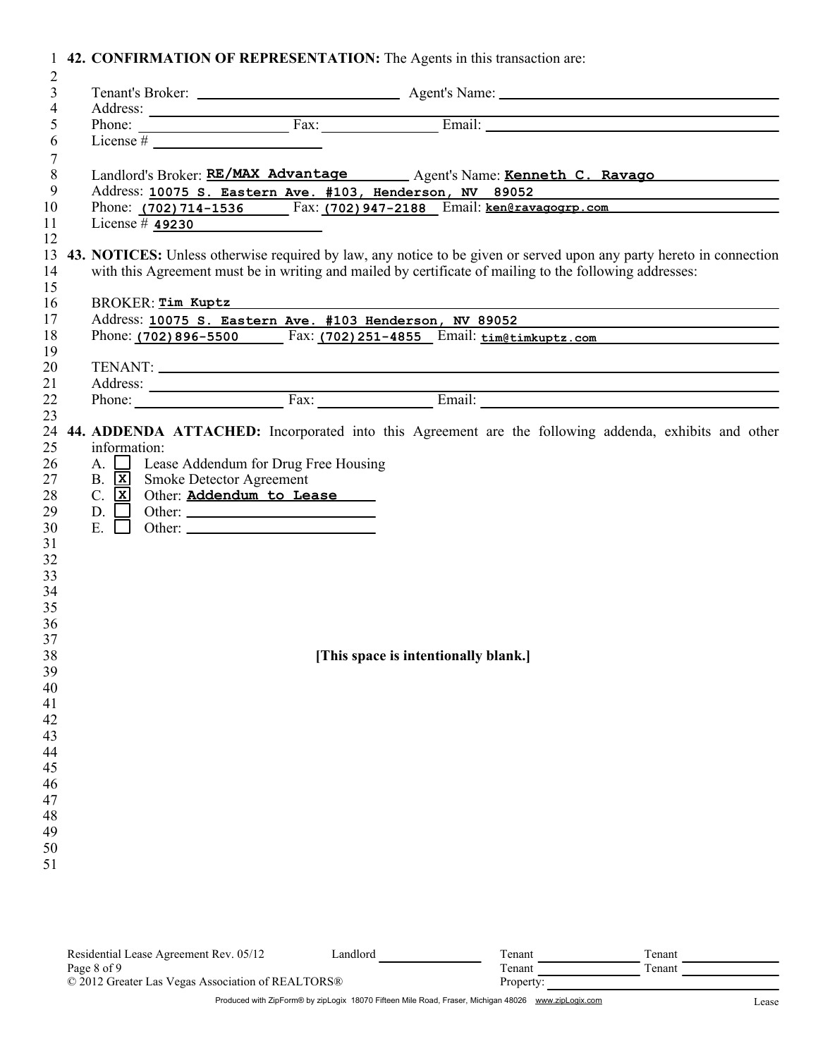**42. CONFIRMATION OF REPRESENTATION:** The Agents in this transaction are:

Tenant's Broker: \_\_\_\_\_\_\_\_\_\_\_\_ Agent's Name: \_\_\_\_\_\_\_\_\_\_\_\_
Address: \_\_\_\_\_\_\_\_\_\_\_\_
Phone: \_\_\_\_\_\_\_\_\_\_\_\_ Fax: \_\_\_\_\_\_\_\_\_\_\_\_ Email: \_\_\_\_\_\_\_\_\_\_\_\_
License # \_\_\_\_\_\_\_\_\_\_\_\_

Landlord's Broker: **RE/MAX Advantage** Agent's Name: **Kenneth C. Ravago**
Address: **10075 S. Eastern Ave. #103, Henderson, NV 89052**
Phone: **(702)714-1536** Fax: **(702)947-2188** Email: **ken@ravagogrp.com**
License # **49230**

**43. NOTICES:** Unless otherwise required by law, any notice to be given or served upon any party hereto in connection with this Agreement must be in writing and mailed by certificate of mailing to the following addresses:

BROKER: **Tim Kuptz**
Address: **10075 S. Eastern Ave. #103 Henderson, NV 89052**
Phone: **(702)896-5500** Fax: **(702)251-4855** Email: **tim@timkuptz.com**

TENANT: \_\_\_\_\_\_\_\_\_\_\_\_
Address: \_\_\_\_\_\_\_\_\_\_\_\_
Phone: \_\_\_\_\_\_\_\_\_\_\_\_ Fax: \_\_\_\_\_\_\_\_\_\_\_\_ Email: \_\_\_\_\_\_\_\_\_\_\_\_

**44. ADDENDA ATTACHED:** Incorporated into this Agreement are the following addenda, exhibits and other information:

A. ☐ Lease Addendum for Drug Free Housing
B. ☒ Smoke Detector Agreement
C. ☒ Other: **Addendum to Lease**
D. ☐ Other: \_\_\_\_\_\_\_\_\_\_\_\_
E. ☐ Other: \_\_\_\_\_\_\_\_\_\_\_\_

**[This space is intentionally blank.]**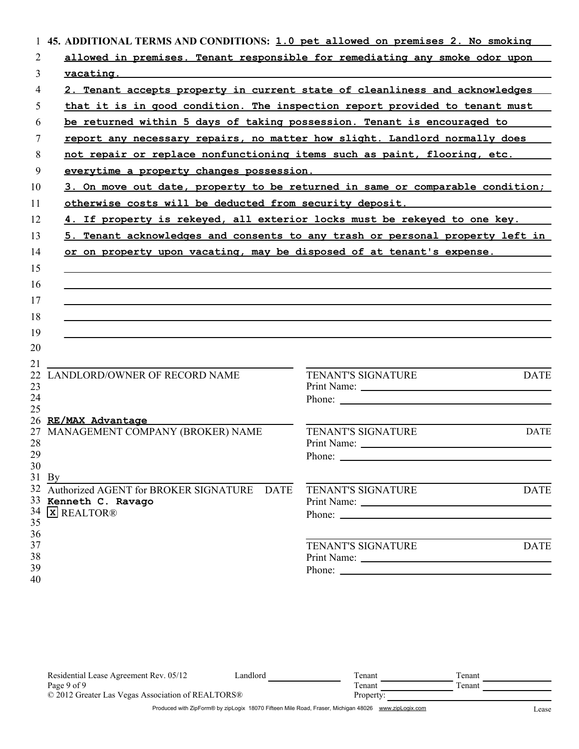**45. ADDITIONAL TERMS AND CONDITIONS:** 1.0 pet allowed on premises 2. No smoking allowed in premises. Tenant responsible for remediating any smoke odor upon vacating.

2. Tenant accepts property in current state of cleanliness and acknowledges that it is in good condition. The inspection report provided to tenant must be returned within 5 days of taking possession. Tenant is encouraged to report any necessary repairs, no matter how slight. Landlord normally does not repair or replace nonfunctioning items such as paint, flooring, etc. everytime a property changes possession.

3. On move out date, property to be returned in same or comparable condition; otherwise costs will be deducted from security deposit.

4. If property is rekeyed, all exterior locks must be rekeyed to one key.

5. Tenant acknowledges and consents to any trash or personal property left in or on property upon vacating, may be disposed of at tenant's expense.

______________________________
LANDLORD/OWNER OF RECORD NAME

**RE/MAX Advantage**
MANAGEMENT COMPANY (BROKER) NAME

By ______________________________
Authorized AGENT for BROKER SIGNATURE DATE
**Kenneth C. Ravago**
[X] REALTOR®

______________________________
TENANT'S SIGNATURE DATE
Print Name: ______________________
Phone: ______________________

______________________________
TENANT'S SIGNATURE DATE
Print Name: ______________________
Phone: ______________________

______________________________
TENANT'S SIGNATURE DATE
Print Name: ______________________
Phone: ______________________

______________________________
TENANT'S SIGNATURE DATE
Print Name: ______________________
Phone: ______________________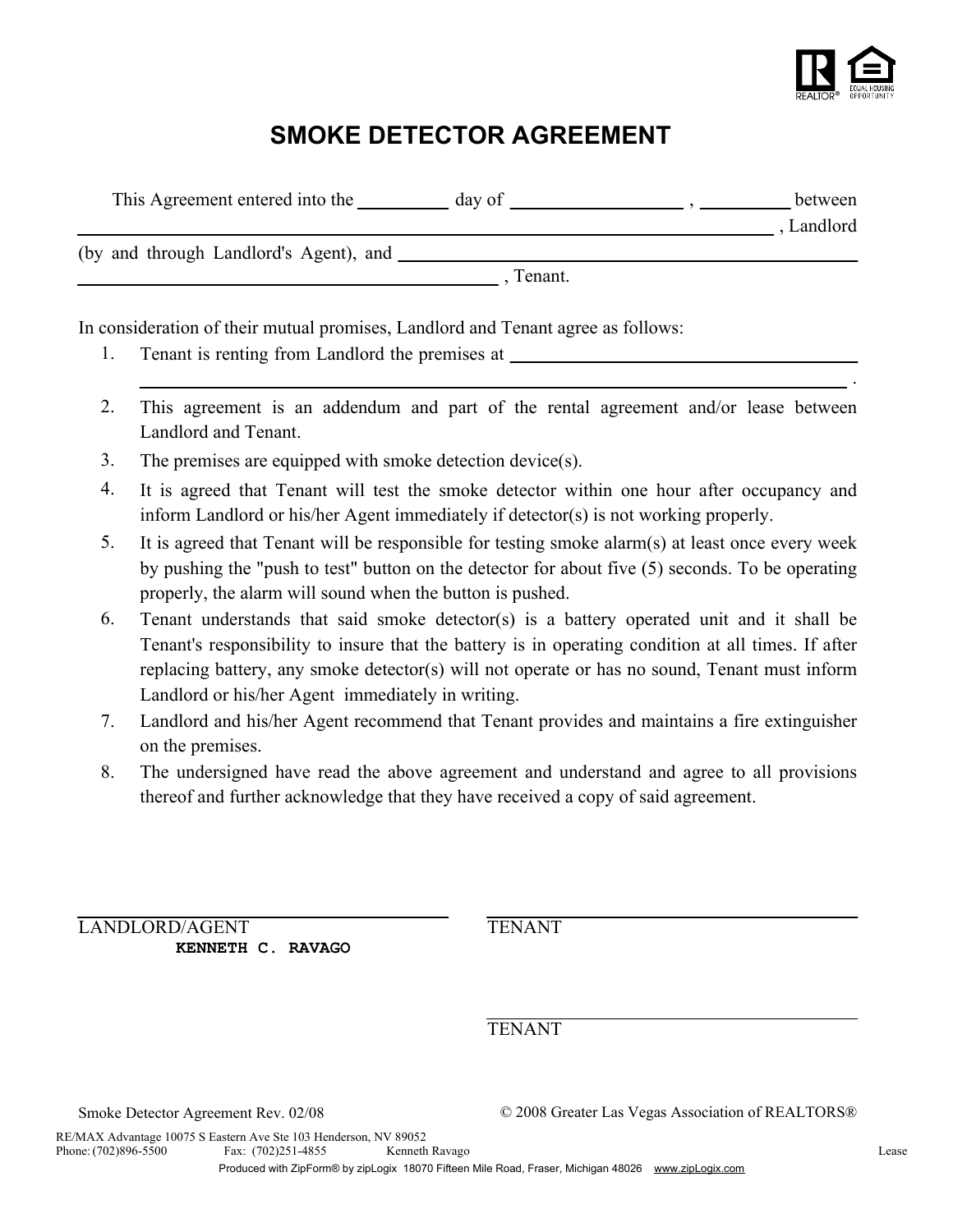# SMOKE DETECTOR AGREEMENT

This Agreement entered into the __________ day of ____________________ , __________ between ______________________________________________________________________ , Landlord (by and through Landlord's Agent), and ______________________________________________ ______________________________________________ , Tenant.

In consideration of their mutual promises, Landlord and Tenant agree as follows:

1. Tenant is renting from Landlord the premises at ______________________________________________ ______________________________________________________________________ .
2. This agreement is an addendum and part of the rental agreement and/or lease between Landlord and Tenant.
3. The premises are equipped with smoke detection device(s).
4. It is agreed that Tenant will test the smoke detector within one hour after occupancy and inform Landlord or his/her Agent immediately if detector(s) is not working properly.
5. It is agreed that Tenant will be responsible for testing smoke alarm(s) at least once every week by pushing the "push to test" button on the detector for about five (5) seconds. To be operating properly, the alarm will sound when the button is pushed.
6. Tenant understands that said smoke detector(s) is a battery operated unit and it shall be Tenant's responsibility to insure that the battery is in operating condition at all times. If after replacing battery, any smoke detector(s) will not operate or has no sound, Tenant must inform Landlord or his/her Agent immediately in writing.
7. Landlord and his/her Agent recommend that Tenant provides and maintains a fire extinguisher on the premises.
8. The undersigned have read the above agreement and understand and agree to all provisions thereof and further acknowledge that they have received a copy of said agreement.

______________________________
LANDLORD/AGENT
**KENNETH C. RAVAGO**

______________________________
TENANT

______________________________
TENANT

Smoke Detector Agreement Rev. 02/08

© 2008 Greater Las Vegas Association of REALTORS®

RE/MAX Advantage 10075 S Eastern Ave Ste 103 Henderson, NV 89052
Phone: (702)896-5500 Fax: (702)251-4855 Kenneth Ravago Lease
Produced with ZipForm® by zipLogix 18070 Fifteen Mile Road, Fraser, Michigan 48026 www.zipLogix.com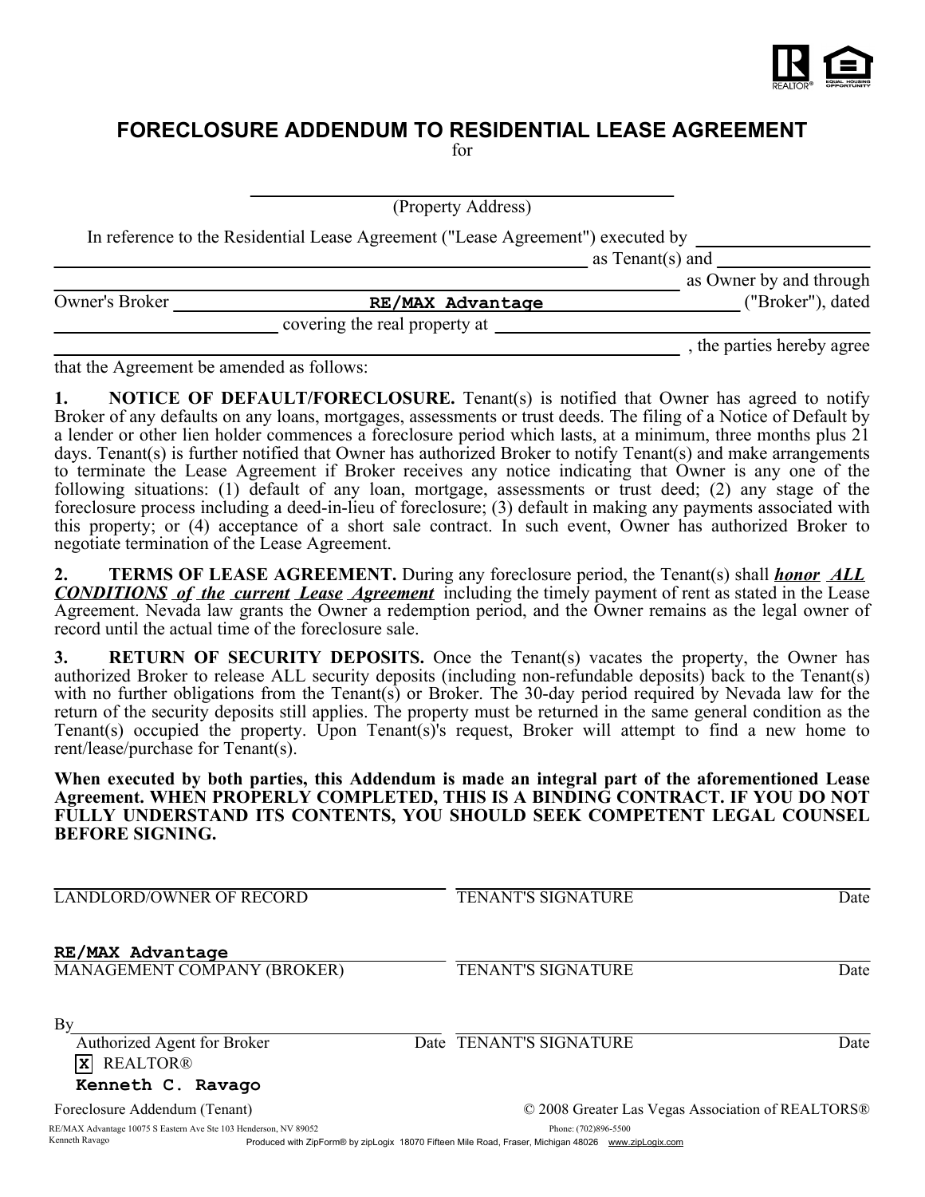# FORECLOSURE ADDENDUM TO RESIDENTIAL LEASE AGREEMENT

for

\_\_\_\_\_\_\_\_\_\_\_\_\_\_\_\_\_\_\_\_\_\_\_\_\_\_\_\_\_\_\_\_\_\_\_\_\_\_\_\_
(Property Address)

In reference to the Residential Lease Agreement ("Lease Agreement") executed by \_\_\_\_\_\_\_\_\_\_\_\_\_\_\_\_\_\_\_\_ \_\_\_\_\_\_\_\_\_\_\_\_\_\_\_\_\_\_\_\_\_\_\_\_\_\_\_\_\_\_\_\_\_\_\_\_\_\_\_\_\_\_\_\_\_\_\_\_\_\_\_\_\_\_ as Tenant(s) and \_\_\_\_\_\_\_\_\_\_\_\_\_\_\_\_\_\_\_\_ \_\_\_\_\_\_\_\_\_\_\_\_\_\_\_\_\_\_\_\_\_\_\_\_\_\_\_\_\_\_\_\_\_\_\_\_\_\_\_\_\_\_\_\_\_\_\_\_\_\_\_\_\_\_\_\_\_\_\_\_\_\_\_\_ as Owner by and through Owner's Broker \_\_\_\_\_\_\_\_\_\_**RE/MAX Advantage**\_\_\_\_\_\_\_\_\_\_ ("Broker"), dated \_\_\_\_\_\_\_\_\_\_\_\_\_\_\_\_\_\_\_\_\_\_\_\_\_\_ covering the real property at \_\_\_\_\_\_\_\_\_\_\_\_\_\_\_\_\_\_\_\_\_\_\_\_\_\_\_\_\_\_\_\_\_\_\_\_\_\_\_\_\_\_\_\_ \_\_\_\_\_\_\_\_\_\_\_\_\_\_\_\_\_\_\_\_\_\_\_\_\_\_\_\_\_\_\_\_\_\_\_\_\_\_\_\_\_\_\_\_\_\_\_\_\_\_\_\_\_\_\_\_\_\_\_\_\_\_\_\_ , the parties hereby agree that the Agreement be amended as follows:

**1. NOTICE OF DEFAULT/FORECLOSURE.** Tenant(s) is notified that Owner has agreed to notify Broker of any defaults on any loans, mortgages, assessments or trust deeds. The filing of a Notice of Default by a lender or other lien holder commences a foreclosure period which lasts, at a minimum, three months plus 21 days. Tenant(s) is further notified that Owner has authorized Broker to notify Tenant(s) and make arrangements to terminate the Lease Agreement if Broker receives any notice indicating that Owner is any one of the following situations: (1) default of any loan, mortgage, assessments or trust deed; (2) any stage of the foreclosure process including a deed-in-lieu of foreclosure; (3) default in making any payments associated with this property; or (4) acceptance of a short sale contract. In such event, Owner has authorized Broker to negotiate termination of the Lease Agreement.

**2. TERMS OF LEASE AGREEMENT.** During any foreclosure period, the Tenant(s) shall ***honor ALL CONDITIONS of the current Lease Agreement*** including the timely payment of rent as stated in the Lease Agreement. Nevada law grants the Owner a redemption period, and the Owner remains as the legal owner of record until the actual time of the foreclosure sale.

**3. RETURN OF SECURITY DEPOSITS.** Once the Tenant(s) vacates the property, the Owner has authorized Broker to release ALL security deposits (including non-refundable deposits) back to the Tenant(s) with no further obligations from the Tenant(s) or Broker. The 30-day period required by Nevada law for the return of the security deposits still applies. The property must be returned in the same general condition as the Tenant(s) occupied the property. Upon Tenant(s)'s request, Broker will attempt to find a new home to rent/lease/purchase for Tenant(s).

**When executed by both parties, this Addendum is made an integral part of the aforementioned Lease Agreement. WHEN PROPERLY COMPLETED, THIS IS A BINDING CONTRACT. IF YOU DO NOT FULLY UNDERSTAND ITS CONTENTS, YOU SHOULD SEEK COMPETENT LEGAL COUNSEL BEFORE SIGNING.**

\_\_\_\_\_\_\_\_\_\_\_\_\_\_\_\_\_\_\_\_\_\_\_\_\_\_\_\_\_\_ \_\_\_\_\_\_\_\_\_\_\_\_\_\_\_\_\_\_\_\_\_\_\_\_\_\_\_\_\_\_
LANDLORD/OWNER OF RECORD TENANT'S SIGNATURE Date

**RE/MAX Advantage** \_\_\_\_\_\_\_\_\_\_\_\_\_\_\_\_\_\_\_\_\_\_\_\_\_\_\_\_\_\_
MANAGEMENT COMPANY (BROKER) TENANT'S SIGNATURE Date

By\_\_\_\_\_\_\_\_\_\_\_\_\_\_\_\_\_\_\_\_\_\_\_\_\_\_\_\_\_\_ \_\_\_\_\_\_\_\_\_\_\_\_\_\_\_\_\_\_\_\_\_\_\_\_\_\_\_\_\_\_
Authorized Agent for Broker Date TENANT'S SIGNATURE Date

[X] REALTOR®

**Kenneth C. Ravago**

Foreclosure Addendum (Tenant) © 2008 Greater Las Vegas Association of REALTORS®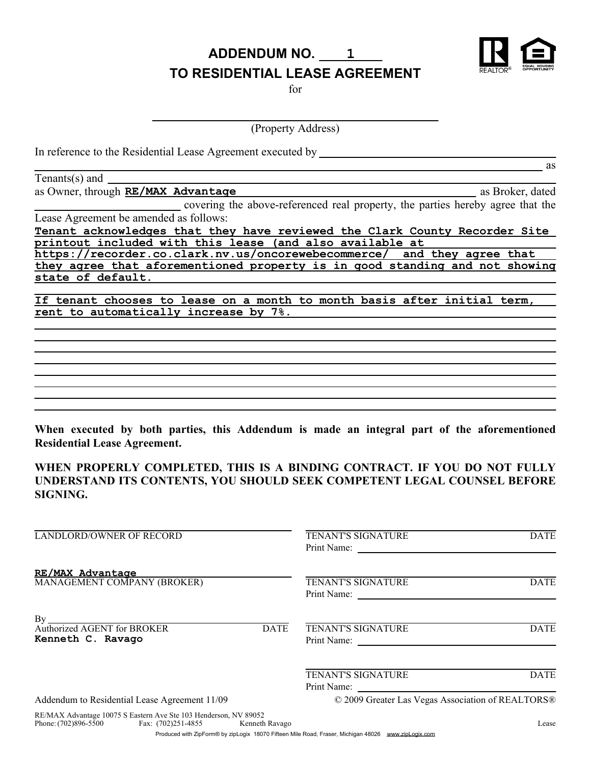# ADDENDUM NO. 1
## TO RESIDENTIAL LEASE AGREEMENT

for

_______________________________________
(Property Address)

In reference to the Residential Lease Agreement executed by ______________________________________________ as Tenants(s) and ______________________________________________ as Owner, through **RE/MAX Advantage** as Broker, dated ____________________ covering the above-referenced real property, the parties hereby agree that the Lease Agreement be amended as follows:

**Tenant acknowledges that they have reviewed the Clark County Recorder Site printout included with this lease (and also available at https://recorder.co.clark.nv.us/oncorewebecommerce/ and they agree that they agree that aforementioned property is in good standing and not showing state of default.**

**If tenant chooses to lease on a month to month basis after initial term, rent to automatically increase by 7%.**

**When executed by both parties, this Addendum is made an integral part of the aforementioned Residential Lease Agreement.**

**WHEN PROPERLY COMPLETED, THIS IS A BINDING CONTRACT. IF YOU DO NOT FULLY UNDERSTAND ITS CONTENTS, YOU SHOULD SEEK COMPETENT LEGAL COUNSEL BEFORE SIGNING.**

_______________________________
LANDLORD/OWNER OF RECORD

**RE/MAX Advantage**
MANAGEMENT COMPANY (BROKER)

By _______________________________
Authorized AGENT for BROKER DATE
**Kenneth C. Ravago**

_______________________________
TENANT'S SIGNATURE DATE
Print Name: ____________________

_______________________________
TENANT'S SIGNATURE DATE
Print Name: ____________________

_______________________________
TENANT'S SIGNATURE DATE
Print Name: ____________________

_______________________________
TENANT'S SIGNATURE DATE
Print Name: ____________________

Addendum to Residential Lease Agreement 11/09

© 2009 Greater Las Vegas Association of REALTORS®

RE/MAX Advantage 10075 S Eastern Ave Ste 103 Henderson, NV 89052
Phone: (702)896-5500 Fax: (702)251-4855 Kenneth Ravago Lease

Produced with ZipForm® by zipLogix 18070 Fifteen Mile Road, Fraser, Michigan 48026 www.zipLogix.com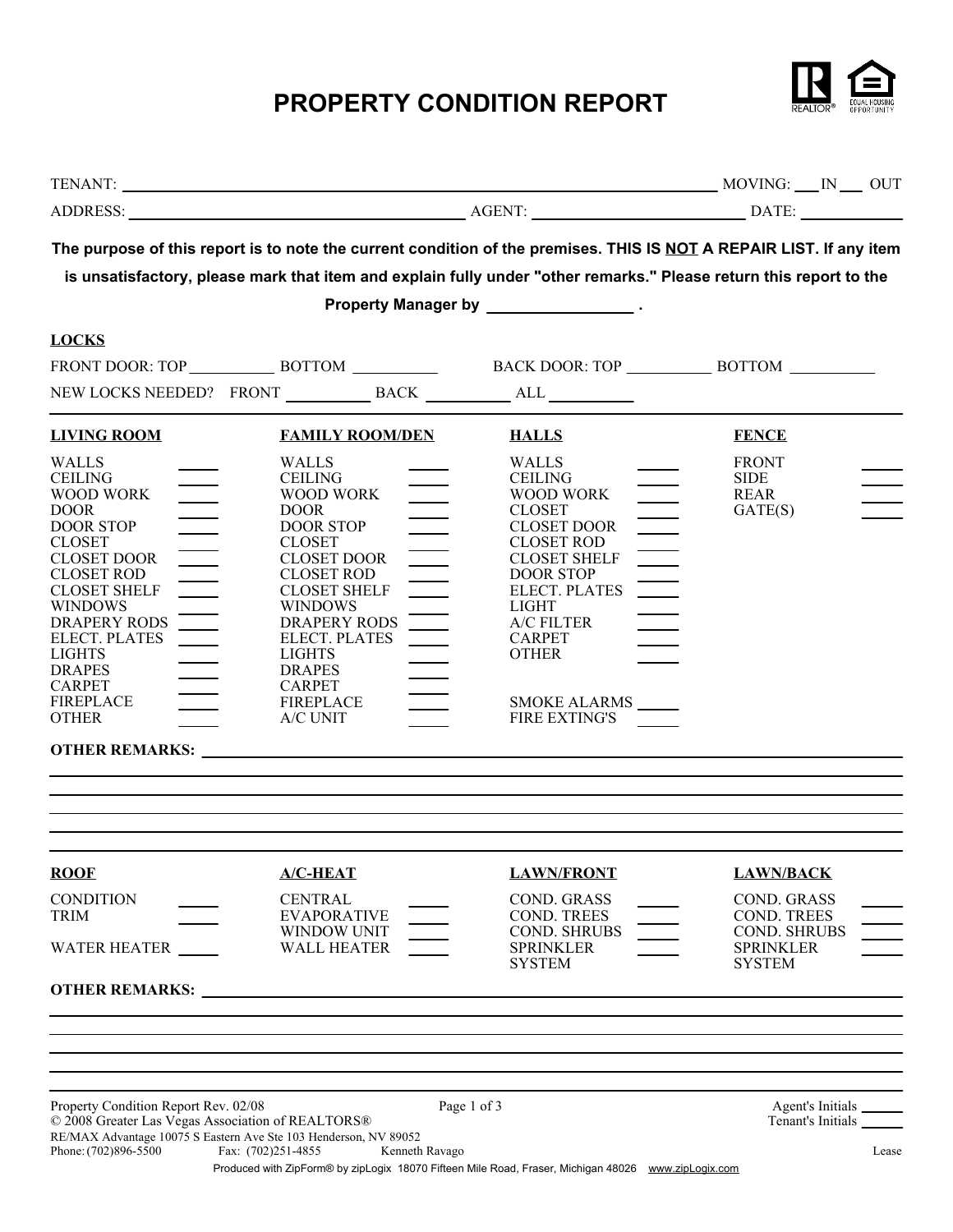# PROPERTY CONDITION REPORT

TENANT: ______________________________ MOVING: ___ IN ___ OUT

ADDRESS: ______________________________ AGENT: ______________________ DATE: __________

**The purpose of this report is to note the current condition of the premises. THIS IS NOT A REPAIR LIST. If any item is unsatisfactory, please mark that item and explain fully under "other remarks." Please return this report to the Property Manager by _______________ .**

**LOCKS**

FRONT DOOR: TOP __________ BOTTOM __________ BACK DOOR: TOP __________ BOTTOM __________

NEW LOCKS NEEDED? FRONT __________ BACK __________ ALL __________

| LIVING ROOM | | FAMILY ROOM/DEN | | HALLS | | FENCE | |
|---|---|---|---|---|---|---|---|
| WALLS | ____ | WALLS | ____ | WALLS | ____ | FRONT | ____ |
| CEILING | ____ | CEILING | ____ | CEILING | ____ | SIDE | ____ |
| WOOD WORK | ____ | WOOD WORK | ____ | WOOD WORK | ____ | REAR | ____ |
| DOOR | ____ | DOOR | ____ | CLOSET | ____ | GATE(S) | ____ |
| DOOR STOP | ____ | DOOR STOP | ____ | CLOSET DOOR | ____ | | |
| CLOSET | ____ | CLOSET | ____ | CLOSET ROD | ____ | | |
| CLOSET DOOR | ____ | CLOSET DOOR | ____ | CLOSET SHELF | ____ | | |
| CLOSET ROD | ____ | CLOSET ROD | ____ | DOOR STOP | ____ | | |
| CLOSET SHELF | ____ | CLOSET SHELF | ____ | ELECT. PLATES | ____ | | |
| WINDOWS | ____ | WINDOWS | ____ | LIGHT | ____ | | |
| DRAPERY RODS | ____ | DRAPERY RODS | ____ | A/C FILTER | ____ | | |
| ELECT. PLATES | ____ | ELECT. PLATES | ____ | CARPET | ____ | | |
| LIGHTS | ____ | LIGHTS | ____ | OTHER | ____ | | |
| DRAPES | ____ | DRAPES | ____ | | | | |
| CARPET | ____ | CARPET | ____ | | | | |
| FIREPLACE | ____ | FIREPLACE | ____ | SMOKE ALARMS | ____ | | |
| OTHER | ____ | A/C UNIT | ____ | FIRE EXTING'S | ____ | | |

**OTHER REMARKS:** ______________________________________________________________

______________________________________________________________

______________________________________________________________

______________________________________________________________

______________________________________________________________

| ROOF | | A/C-HEAT | | LAWN/FRONT | | LAWN/BACK | |
|---|---|---|---|---|---|---|---|
| CONDITION | ____ | CENTRAL | ____ | COND. GRASS | ____ | COND. GRASS | ____ |
| TRIM | ____ | EVAPORATIVE | ____ | COND. TREES | ____ | COND. TREES | ____ |
| | | WINDOW UNIT | ____ | COND. SHRUBS | ____ | COND. SHRUBS | ____ |
| WATER HEATER | ____ | WALL HEATER | ____ | SPRINKLER SYSTEM | ____ | SPRINKLER SYSTEM | ____ |

**OTHER REMARKS:** ______________________________________________________________

______________________________________________________________

______________________________________________________________

______________________________________________________________

Agent's Initials ____ Tenant's Initials ____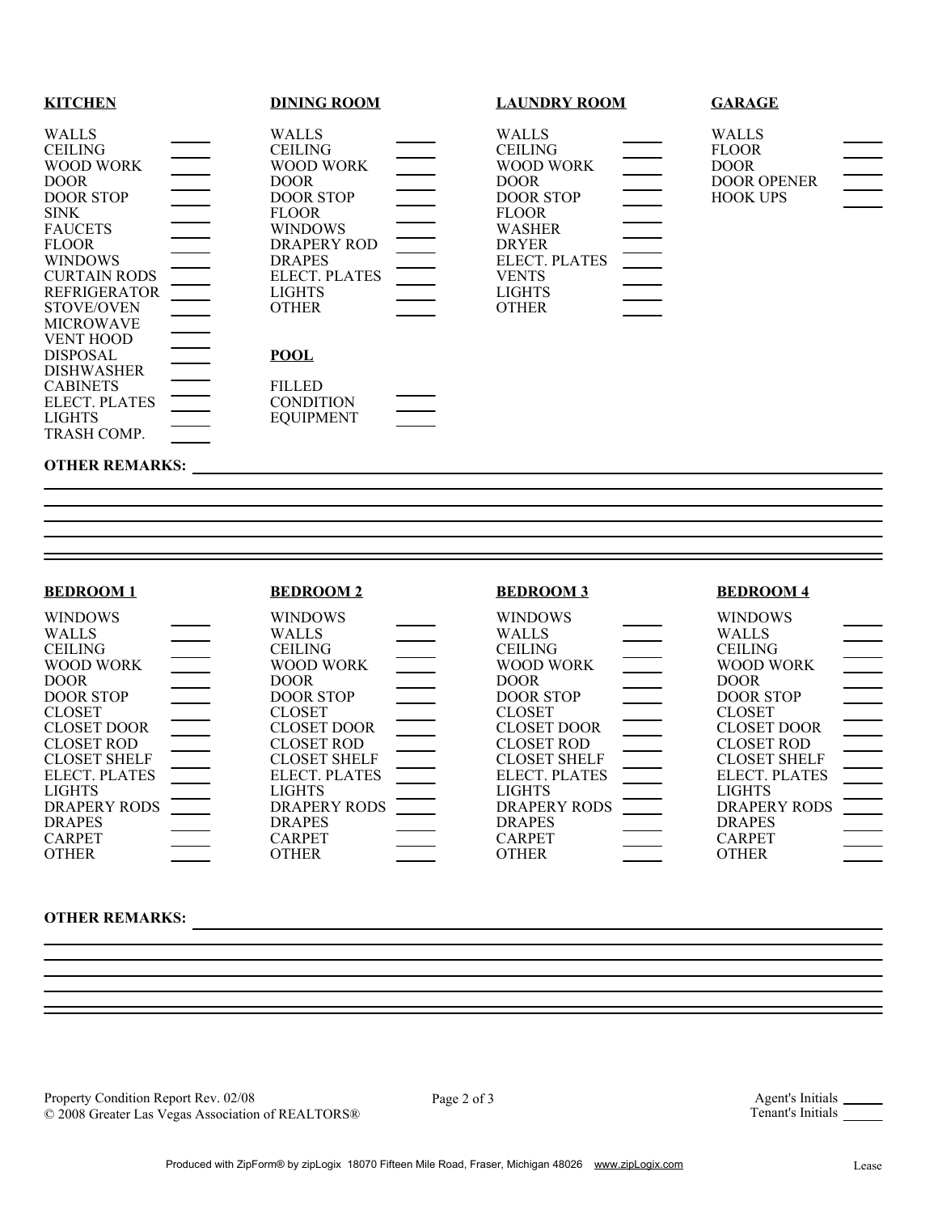**KITCHEN**

| Item | |
|---|---|
| WALLS | |
| CEILING | |
| WOOD WORK | |
| DOOR | |
| DOOR STOP | |
| SINK | |
| FAUCETS | |
| FLOOR | |
| WINDOWS | |
| CURTAIN RODS | |
| REFRIGERATOR | |
| STOVE/OVEN | |
| MICROWAVE | |
| VENT HOOD | |
| DISPOSAL | |
| DISHWASHER | |
| CABINETS | |
| ELECT. PLATES | |
| LIGHTS | |
| TRASH COMP. | |

**DINING ROOM**

| Item | |
|---|---|
| WALLS | |
| CEILING | |
| WOOD WORK | |
| DOOR | |
| DOOR STOP | |
| FLOOR | |
| WINDOWS | |
| DRAPERY ROD | |
| DRAPES | |
| ELECT. PLATES | |
| LIGHTS | |
| OTHER | |

**POOL**

| Item | |
|---|---|
| FILLED | |
| CONDITION | |
| EQUIPMENT | |

**LAUNDRY ROOM**

| Item | |
|---|---|
| WALLS | |
| CEILING | |
| WOOD WORK | |
| DOOR | |
| DOOR STOP | |
| FLOOR | |
| WASHER | |
| DRYER | |
| ELECT. PLATES | |
| VENTS | |
| LIGHTS | |
| OTHER | |

**GARAGE**

| Item | |
|---|---|
| WALLS | |
| FLOOR | |
| DOOR | |
| DOOR OPENER | |
| HOOK UPS | |

**OTHER REMARKS:** ______________________________

______________________________

______________________________

______________________________

______________________________

| BEDROOM 1 | | BEDROOM 2 | | BEDROOM 3 | | BEDROOM 4 | |
|---|---|---|---|---|---|---|---|
| WINDOWS | | WINDOWS | | WINDOWS | | WINDOWS | |
| WALLS | | WALLS | | WALLS | | WALLS | |
| CEILING | | CEILING | | CEILING | | CEILING | |
| WOOD WORK | | WOOD WORK | | WOOD WORK | | WOOD WORK | |
| DOOR | | DOOR | | DOOR | | DOOR | |
| DOOR STOP | | DOOR STOP | | DOOR STOP | | DOOR STOP | |
| CLOSET | | CLOSET | | CLOSET | | CLOSET | |
| CLOSET DOOR | | CLOSET DOOR | | CLOSET DOOR | | CLOSET DOOR | |
| CLOSET ROD | | CLOSET ROD | | CLOSET ROD | | CLOSET ROD | |
| CLOSET SHELF | | CLOSET SHELF | | CLOSET SHELF | | CLOSET SHELF | |
| ELECT. PLATES | | ELECT. PLATES | | ELECT. PLATES | | ELECT. PLATES | |
| LIGHTS | | LIGHTS | | LIGHTS | | LIGHTS | |
| DRAPERY RODS | | DRAPERY RODS | | DRAPERY RODS | | DRAPERY RODS | |
| DRAPES | | DRAPES | | DRAPES | | DRAPES | |
| CARPET | | CARPET | | CARPET | | CARPET | |
| OTHER | | OTHER | | OTHER | | OTHER | |

**OTHER REMARKS:** ______________________________

______________________________

______________________________

______________________________

______________________________

Property Condition Report Rev. 02/08
© 2008 Greater Las Vegas Association of REALTORS®

Agent's Initials ______
Tenant's Initials ______

Produced with ZipForm® by zipLogix 18070 Fifteen Mile Road, Fraser, Michigan 48026 www.zipLogix.com Lease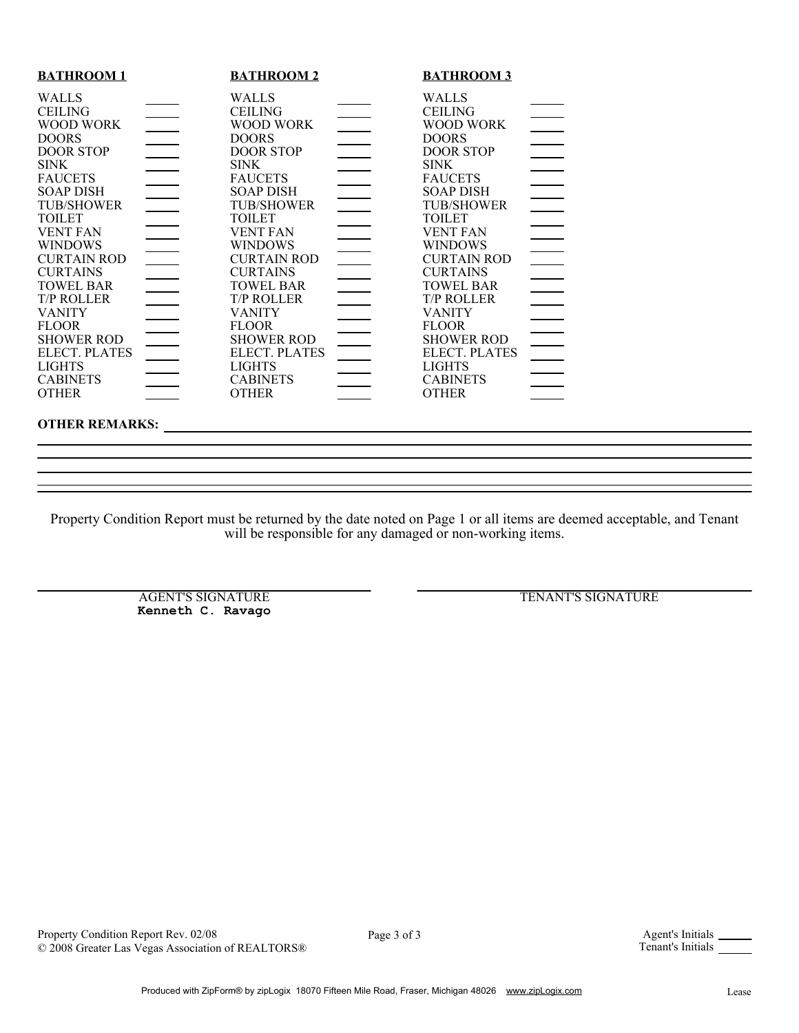| **BATHROOM 1** | | **BATHROOM 2** | | **BATHROOM 3** | |
|---|---|---|---|---|---|
| WALLS | _____ | WALLS | _____ | WALLS | _____ |
| CEILING | _____ | CEILING | _____ | CEILING | _____ |
| WOOD WORK | _____ | WOOD WORK | _____ | WOOD WORK | _____ |
| DOORS | _____ | DOORS | _____ | DOORS | _____ |
| DOOR STOP | _____ | DOOR STOP | _____ | DOOR STOP | _____ |
| SINK | _____ | SINK | _____ | SINK | _____ |
| FAUCETS | _____ | FAUCETS | _____ | FAUCETS | _____ |
| SOAP DISH | _____ | SOAP DISH | _____ | SOAP DISH | _____ |
| TUB/SHOWER | _____ | TUB/SHOWER | _____ | TUB/SHOWER | _____ |
| TOILET | _____ | TOILET | _____ | TOILET | _____ |
| VENT FAN | _____ | VENT FAN | _____ | VENT FAN | _____ |
| WINDOWS | _____ | WINDOWS | _____ | WINDOWS | _____ |
| CURTAIN ROD | _____ | CURTAIN ROD | _____ | CURTAIN ROD | _____ |
| CURTAINS | _____ | CURTAINS | _____ | CURTAINS | _____ |
| TOWEL BAR | _____ | TOWEL BAR | _____ | TOWEL BAR | _____ |
| T/P ROLLER | _____ | T/P ROLLER | _____ | T/P ROLLER | _____ |
| VANITY | _____ | VANITY | _____ | VANITY | _____ |
| FLOOR | _____ | FLOOR | _____ | FLOOR | _____ |
| SHOWER ROD | _____ | SHOWER ROD | _____ | SHOWER ROD | _____ |
| ELECT. PLATES | _____ | ELECT. PLATES | _____ | ELECT. PLATES | _____ |
| LIGHTS | _____ | LIGHTS | _____ | LIGHTS | _____ |
| CABINETS | _____ | CABINETS | _____ | CABINETS | _____ |
| OTHER | _____ | OTHER | _____ | OTHER | _____ |

**OTHER REMARKS:** ____________________________________________

____________________________________________

____________________________________________

____________________________________________

____________________________________________

Property Condition Report must be returned by the date noted on Page 1 or all items are deemed acceptable, and Tenant will be responsible for any damaged or non-working items.

____________________________________________
AGENT'S SIGNATURE
**Kenneth C. Ravago**

____________________________________________
TENANT'S SIGNATURE

Property Condition Report Rev. 02/08
© 2008 Greater Las Vegas Association of REALTORS®

Agent's Initials _____
Tenant's Initials _____

Produced with ZipForm® by zipLogix 18070 Fifteen Mile Road, Fraser, Michigan 48026 www.zipLogix.com

Lease